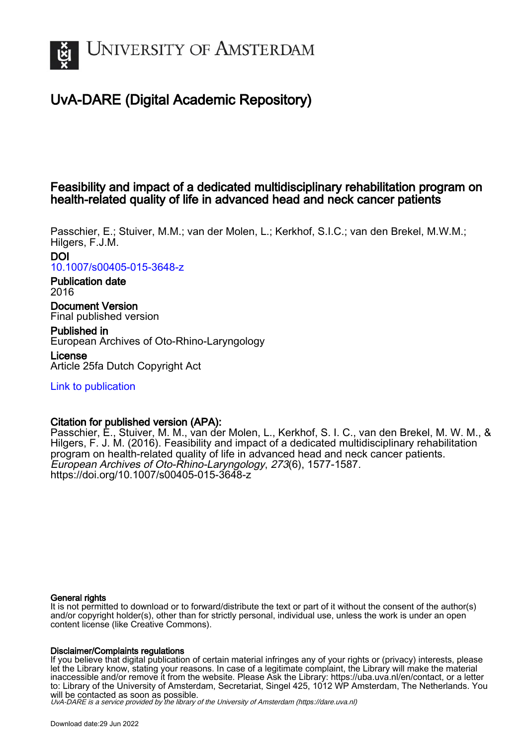UNIVERSITY OF AMSTERDAM

# UvA-DARE (Digital Academic Repository)

## Feasibility and impact of a dedicated multidisciplinary rehabilitation program on health-related quality of life in advanced head and neck cancer patients

Passchier, E.; Stuiver, M.M.; van der Molen, L.; Kerkhof, S.I.C.; van den Brekel, M.W.M.; Hilgers, F.J.M.

**DOI**
10.1007/s00405-015-3648-z

**Publication date**
2016

**Document Version**
Final published version

**Published in**
European Archives of Oto-Rhino-Laryngology

**License**
Article 25fa Dutch Copyright Act

Link to publication

**Citation for published version (APA):**
Passchier, E., Stuiver, M. M., van der Molen, L., Kerkhof, S. I. C., van den Brekel, M. W. M., & Hilgers, F. J. M. (2016). Feasibility and impact of a dedicated multidisciplinary rehabilitation program on health-related quality of life in advanced head and neck cancer patients. *European Archives of Oto-Rhino-Laryngology*, *273*(6), 1577-1587. https://doi.org/10.1007/s00405-015-3648-z

**General rights**
It is not permitted to download or to forward/distribute the text or part of it without the consent of the author(s) and/or copyright holder(s), other than for strictly personal, individual use, unless the work is under an open content license (like Creative Commons).

**Disclaimer/Complaints regulations**
If you believe that digital publication of certain material infringes any of your rights or (privacy) interests, please let the Library know, stating your reasons. In case of a legitimate complaint, the Library will make the material inaccessible and/or remove it from the website. Please Ask the Library: https://uba.uva.nl/en/contact, or a letter to: Library of the University of Amsterdam, Secretariat, Singel 425, 1012 WP Amsterdam, The Netherlands. You will be contacted as soon as possible.

*UvA-DARE is a service provided by the library of the University of Amsterdam (https://dare.uva.nl)*

Download date:29 Jun 2022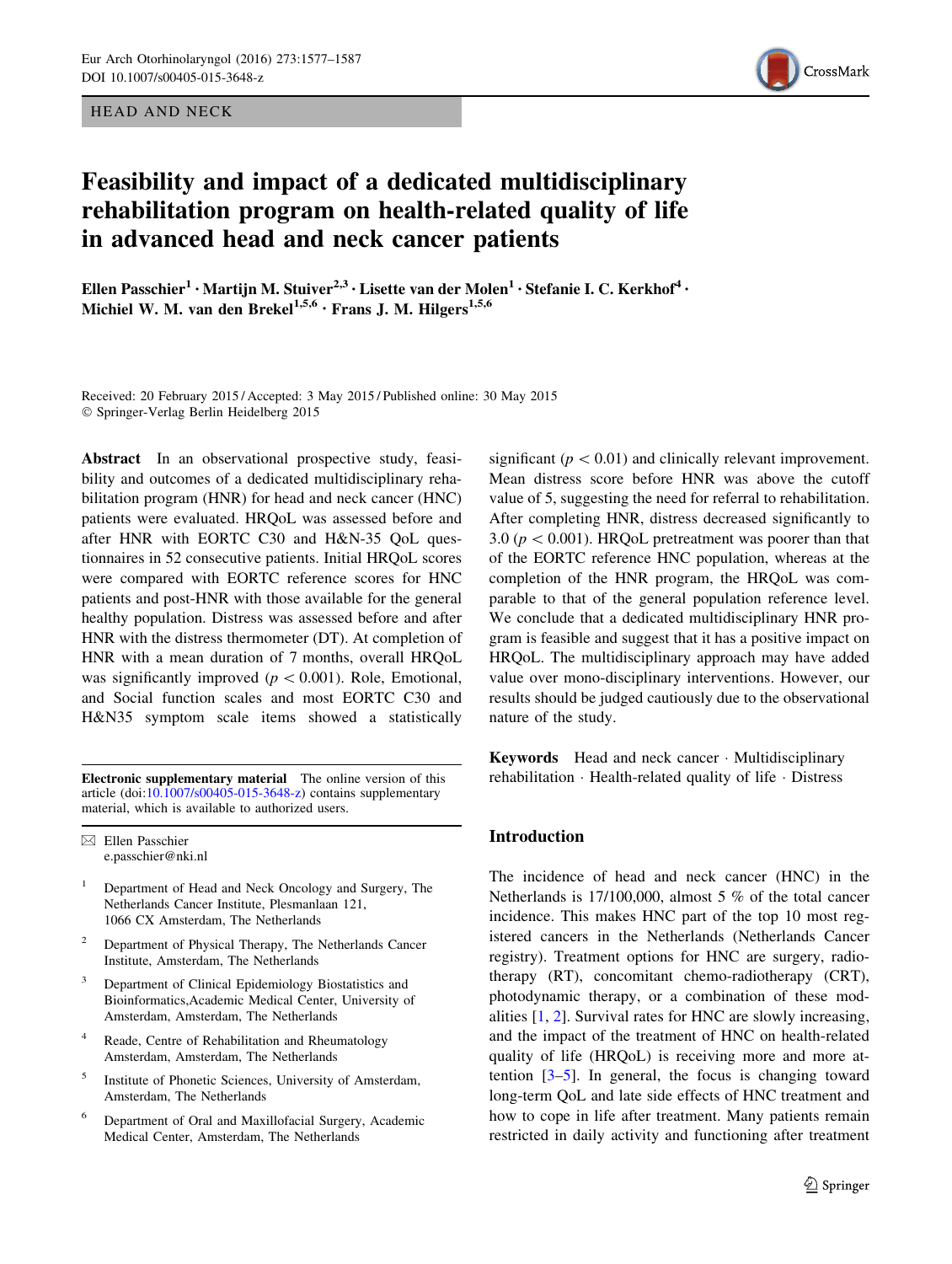HEAD AND NECK

# Feasibility and impact of a dedicated multidisciplinary rehabilitation program on health-related quality of life in advanced head and neck cancer patients

**Ellen Passchier[1] · Martijn M. Stuiver[2,3] · Lisette van der Molen[1] · Stefanie I. C. Kerkhof[4] · Michiel W. M. van den Brekel[1,5,6] · Frans J. M. Hilgers[1,5,6]**

Received: 20 February 2015 / Accepted: 3 May 2015 / Published online: 30 May 2015
© Springer-Verlag Berlin Heidelberg 2015

**Abstract** In an observational prospective study, feasibility and outcomes of a dedicated multidisciplinary rehabilitation program (HNR) for head and neck cancer (HNC) patients were evaluated. HRQoL was assessed before and after HNR with EORTC C30 and H&N-35 QoL questionnaires in 52 consecutive patients. Initial HRQoL scores were compared with EORTC reference scores for HNC patients and post-HNR with those available for the general healthy population. Distress was assessed before and after HNR with the distress thermometer (DT). At completion of HNR with a mean duration of 7 months, overall HRQoL was significantly improved ($p < 0.001$). Role, Emotional, and Social function scales and most EORTC C30 and H&N35 symptom scale items showed a statistically significant ($p < 0.01$) and clinically relevant improvement. Mean distress score before HNR was above the cutoff value of 5, suggesting the need for referral to rehabilitation. After completing HNR, distress decreased significantly to 3.0 ($p < 0.001$). HRQoL pretreatment was poorer than that of the EORTC reference HNC population, whereas at the completion of the HNR program, the HRQoL was comparable to that of the general population reference level. We conclude that a dedicated multidisciplinary HNR program is feasible and suggest that it has a positive impact on HRQoL. The multidisciplinary approach may have added value over mono-disciplinary interventions. However, our results should be judged cautiously due to the observational nature of the study.

**Keywords** Head and neck cancer · Multidisciplinary rehabilitation · Health-related quality of life · Distress

**Electronic supplementary material** The online version of this article (doi:10.1007/s00405-015-3648-z) contains supplementary material, which is available to authorized users.

✉ Ellen Passchier
e.passchier@nki.nl

[1] Department of Head and Neck Oncology and Surgery, The Netherlands Cancer Institute, Plesmanlaan 121, 1066 CX Amsterdam, The Netherlands

[2] Department of Physical Therapy, The Netherlands Cancer Institute, Amsterdam, The Netherlands

[3] Department of Clinical Epidemiology Biostatistics and Bioinformatics,Academic Medical Center, University of Amsterdam, Amsterdam, The Netherlands

[4] Reade, Centre of Rehabilitation and Rheumatology Amsterdam, Amsterdam, The Netherlands

[5] Institute of Phonetic Sciences, University of Amsterdam, Amsterdam, The Netherlands

[6] Department of Oral and Maxillofacial Surgery, Academic Medical Center, Amsterdam, The Netherlands

## Introduction

The incidence of head and neck cancer (HNC) in the Netherlands is 17/100,000, almost 5 % of the total cancer incidence. This makes HNC part of the top 10 most registered cancers in the Netherlands (Netherlands Cancer registry). Treatment options for HNC are surgery, radiotherapy (RT), concomitant chemo-radiotherapy (CRT), photodynamic therapy, or a combination of these modalities [1, 2]. Survival rates for HNC are slowly increasing, and the impact of the treatment of HNC on health-related quality of life (HRQoL) is receiving more and more attention [3–5]. In general, the focus is changing toward long-term QoL and late side effects of HNC treatment and how to cope in life after treatment. Many patients remain restricted in daily activity and functioning after treatment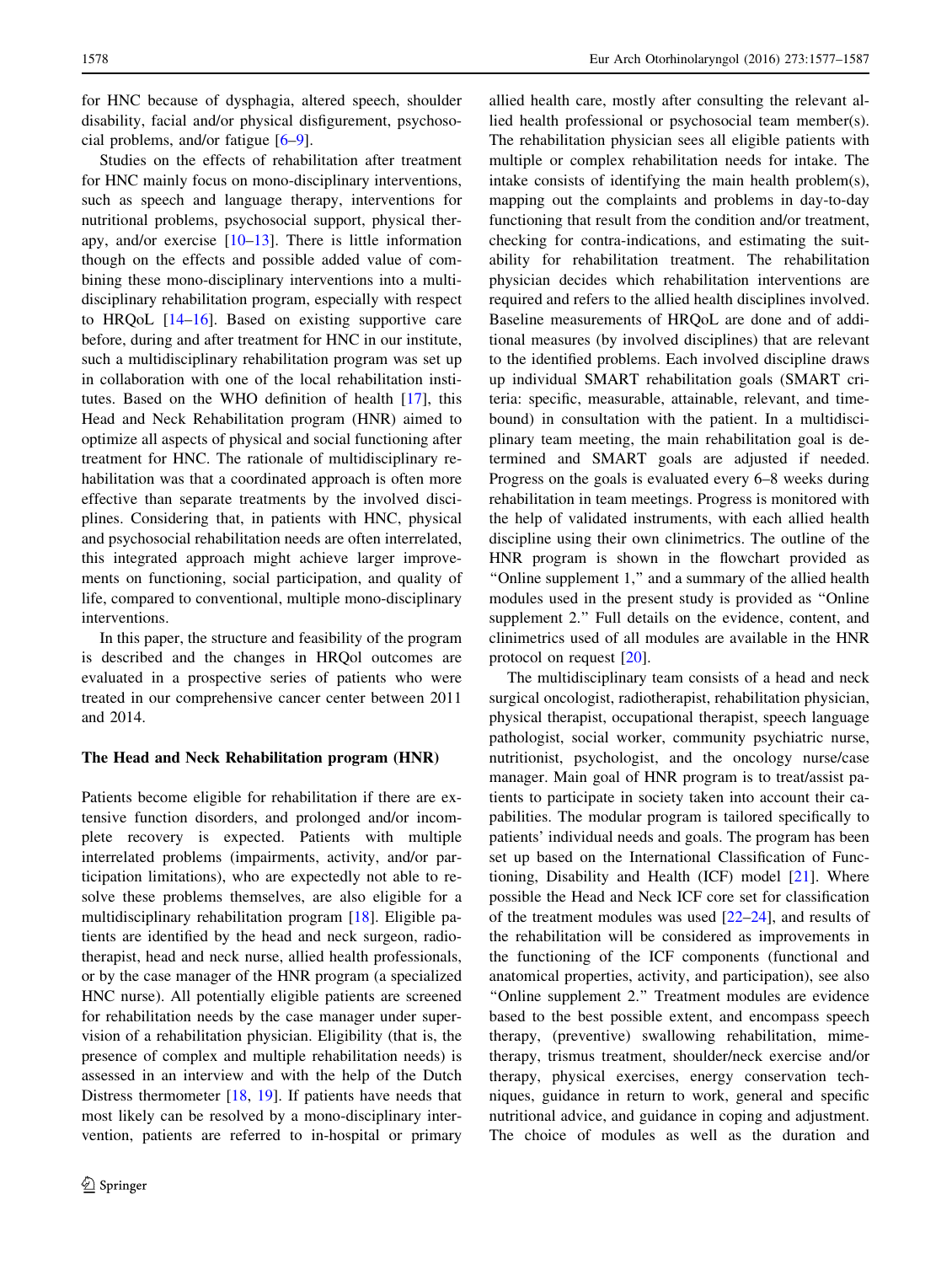for HNC because of dysphagia, altered speech, shoulder disability, facial and/or physical disfigurement, psychosocial problems, and/or fatigue [6–9].

Studies on the effects of rehabilitation after treatment for HNC mainly focus on mono-disciplinary interventions, such as speech and language therapy, interventions for nutritional problems, psychosocial support, physical therapy, and/or exercise [10–13]. There is little information though on the effects and possible added value of combining these mono-disciplinary interventions into a multidisciplinary rehabilitation program, especially with respect to HRQoL [14–16]. Based on existing supportive care before, during and after treatment for HNC in our institute, such a multidisciplinary rehabilitation program was set up in collaboration with one of the local rehabilitation institutes. Based on the WHO definition of health [17], this Head and Neck Rehabilitation program (HNR) aimed to optimize all aspects of physical and social functioning after treatment for HNC. The rationale of multidisciplinary rehabilitation was that a coordinated approach is often more effective than separate treatments by the involved disciplines. Considering that, in patients with HNC, physical and psychosocial rehabilitation needs are often interrelated, this integrated approach might achieve larger improvements on functioning, social participation, and quality of life, compared to conventional, multiple mono-disciplinary interventions.

In this paper, the structure and feasibility of the program is described and the changes in HRQol outcomes are evaluated in a prospective series of patients who were treated in our comprehensive cancer center between 2011 and 2014.

## The Head and Neck Rehabilitation program (HNR)

Patients become eligible for rehabilitation if there are extensive function disorders, and prolonged and/or incomplete recovery is expected. Patients with multiple interrelated problems (impairments, activity, and/or participation limitations), who are expectedly not able to resolve these problems themselves, are also eligible for a multidisciplinary rehabilitation program [18]. Eligible patients are identified by the head and neck surgeon, radiotherapist, head and neck nurse, allied health professionals, or by the case manager of the HNR program (a specialized HNC nurse). All potentially eligible patients are screened for rehabilitation needs by the case manager under supervision of a rehabilitation physician. Eligibility (that is, the presence of complex and multiple rehabilitation needs) is assessed in an interview and with the help of the Dutch Distress thermometer [18, 19]. If patients have needs that most likely can be resolved by a mono-disciplinary intervention, patients are referred to in-hospital or primary allied health care, mostly after consulting the relevant allied health professional or psychosocial team member(s). The rehabilitation physician sees all eligible patients with multiple or complex rehabilitation needs for intake. The intake consists of identifying the main health problem(s), mapping out the complaints and problems in day-to-day functioning that result from the condition and/or treatment, checking for contra-indications, and estimating the suitability for rehabilitation treatment. The rehabilitation physician decides which rehabilitation interventions are required and refers to the allied health disciplines involved. Baseline measurements of HRQoL are done and of additional measures (by involved disciplines) that are relevant to the identified problems. Each involved discipline draws up individual SMART rehabilitation goals (SMART criteria: specific, measurable, attainable, relevant, and time-bound) in consultation with the patient. In a multidisciplinary team meeting, the main rehabilitation goal is determined and SMART goals are adjusted if needed. Progress on the goals is evaluated every 6–8 weeks during rehabilitation in team meetings. Progress is monitored with the help of validated instruments, with each allied health discipline using their own clinimetrics. The outline of the HNR program is shown in the flowchart provided as "Online supplement 1," and a summary of the allied health modules used in the present study is provided as "Online supplement 2." Full details on the evidence, content, and clinimetrics used of all modules are available in the HNR protocol on request [20].

The multidisciplinary team consists of a head and neck surgical oncologist, radiotherapist, rehabilitation physician, physical therapist, occupational therapist, speech language pathologist, social worker, community psychiatric nurse, nutritionist, psychologist, and the oncology nurse/case manager. Main goal of HNR program is to treat/assist patients to participate in society taken into account their capabilities. The modular program is tailored specifically to patients' individual needs and goals. The program has been set up based on the International Classification of Functioning, Disability and Health (ICF) model [21]. Where possible the Head and Neck ICF core set for classification of the treatment modules was used [22–24], and results of the rehabilitation will be considered as improvements in the functioning of the ICF components (functional and anatomical properties, activity, and participation), see also "Online supplement 2." Treatment modules are evidence based to the best possible extent, and encompass speech therapy, (preventive) swallowing rehabilitation, mime-therapy, trismus treatment, shoulder/neck exercise and/or therapy, physical exercises, energy conservation techniques, guidance in return to work, general and specific nutritional advice, and guidance in coping and adjustment. The choice of modules as well as the duration and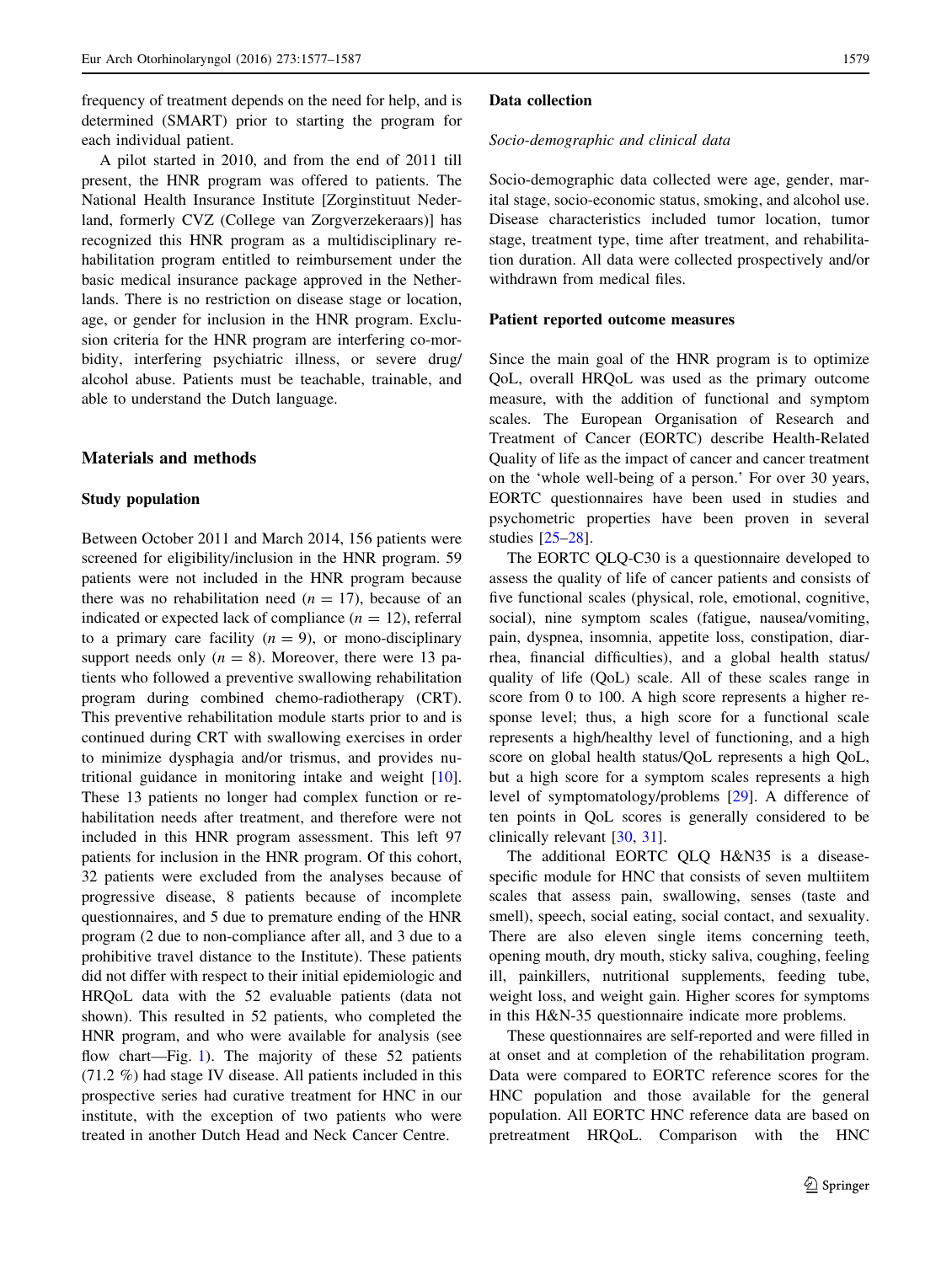frequency of treatment depends on the need for help, and is determined (SMART) prior to starting the program for each individual patient.

A pilot started in 2010, and from the end of 2011 till present, the HNR program was offered to patients. The National Health Insurance Institute [Zorginstituut Nederland, formerly CVZ (College van Zorgverzekeraars)] has recognized this HNR program as a multidisciplinary rehabilitation program entitled to reimbursement under the basic medical insurance package approved in the Netherlands. There is no restriction on disease stage or location, age, or gender for inclusion in the HNR program. Exclusion criteria for the HNR program are interfering co-morbidity, interfering psychiatric illness, or severe drug/alcohol abuse. Patients must be teachable, trainable, and able to understand the Dutch language.

## Materials and methods

### Study population

Between October 2011 and March 2014, 156 patients were screened for eligibility/inclusion in the HNR program. 59 patients were not included in the HNR program because there was no rehabilitation need ($n = 17$), because of an indicated or expected lack of compliance ($n = 12$), referral to a primary care facility ($n = 9$), or mono-disciplinary support needs only ($n = 8$). Moreover, there were 13 patients who followed a preventive swallowing rehabilitation program during combined chemo-radiotherapy (CRT). This preventive rehabilitation module starts prior to and is continued during CRT with swallowing exercises in order to minimize dysphagia and/or trismus, and provides nutritional guidance in monitoring intake and weight [10]. These 13 patients no longer had complex function or rehabilitation needs after treatment, and therefore were not included in this HNR program assessment. This left 97 patients for inclusion in the HNR program. Of this cohort, 32 patients were excluded from the analyses because of progressive disease, 8 patients because of incomplete questionnaires, and 5 due to premature ending of the HNR program (2 due to non-compliance after all, and 3 due to a prohibitive travel distance to the Institute). These patients did not differ with respect to their initial epidemiologic and HRQoL data with the 52 evaluable patients (data not shown). This resulted in 52 patients, who completed the HNR program, and who were available for analysis (see flow chart—Fig. 1). The majority of these 52 patients (71.2 %) had stage IV disease. All patients included in this prospective series had curative treatment for HNC in our institute, with the exception of two patients who were treated in another Dutch Head and Neck Cancer Centre.

### Data collection

*Socio-demographic and clinical data*

Socio-demographic data collected were age, gender, marital stage, socio-economic status, smoking, and alcohol use. Disease characteristics included tumor location, tumor stage, treatment type, time after treatment, and rehabilitation duration. All data were collected prospectively and/or withdrawn from medical files.

### Patient reported outcome measures

Since the main goal of the HNR program is to optimize QoL, overall HRQoL was used as the primary outcome measure, with the addition of functional and symptom scales. The European Organisation of Research and Treatment of Cancer (EORTC) describe Health-Related Quality of life as the impact of cancer and cancer treatment on the 'whole well-being of a person.' For over 30 years, EORTC questionnaires have been used in studies and psychometric properties have been proven in several studies [25–28].

The EORTC QLQ-C30 is a questionnaire developed to assess the quality of life of cancer patients and consists of five functional scales (physical, role, emotional, cognitive, social), nine symptom scales (fatigue, nausea/vomiting, pain, dyspnea, insomnia, appetite loss, constipation, diarrhea, financial difficulties), and a global health status/quality of life (QoL) scale. All of these scales range in score from 0 to 100. A high score represents a higher response level; thus, a high score for a functional scale represents a high/healthy level of functioning, and a high score on global health status/QoL represents a high QoL, but a high score for a symptom scales represents a high level of symptomatology/problems [29]. A difference of ten points in QoL scores is generally considered to be clinically relevant [30, 31].

The additional EORTC QLQ H&N35 is a disease-specific module for HNC that consists of seven multiitem scales that assess pain, swallowing, senses (taste and smell), speech, social eating, social contact, and sexuality. There are also eleven single items concerning teeth, opening mouth, dry mouth, sticky saliva, coughing, feeling ill, painkillers, nutritional supplements, feeding tube, weight loss, and weight gain. Higher scores for symptoms in this H&N-35 questionnaire indicate more problems.

These questionnaires are self-reported and were filled in at onset and at completion of the rehabilitation program. Data were compared to EORTC reference scores for the HNC population and those available for the general population. All EORTC HNC reference data are based on pretreatment HRQoL. Comparison with the HNC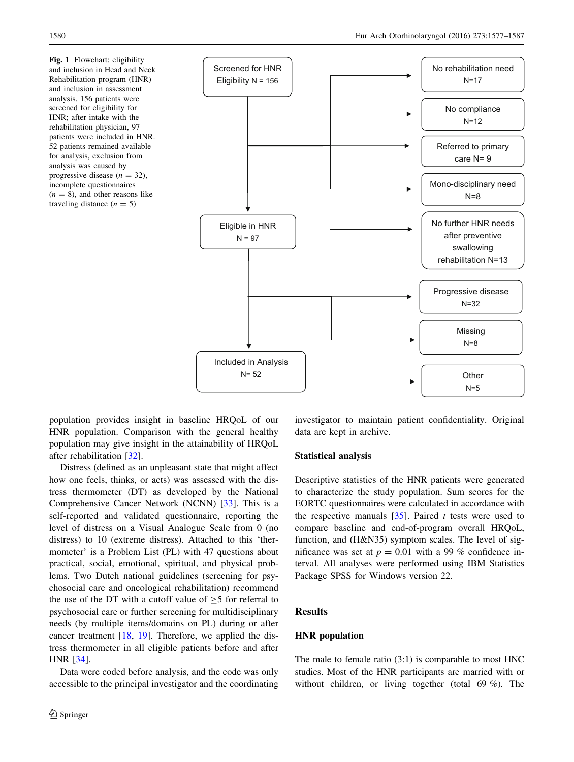**Fig. 1** Flowchart: eligibility and inclusion in Head and Neck Rehabilitation program (HNR) and inclusion in assessment analysis. 156 patients were screened for eligibility for HNR; after intake with the rehabilitation physician, 97 patients were included in HNR. 52 patients remained available for analysis, exclusion from analysis was caused by progressive disease ($n = 32$), incomplete questionnaires ($n = 8$), and other reasons like traveling distance ($n = 5$)

Screened for HNR Eligibility N = 156

- No rehabilitation need N=17
- No compliance N=12
- Referred to primary care N= 9
- Mono-disciplinary need N=8
- No further HNR needs after preventive swallowing rehabilitation N=13

Eligible in HNR N = 97

- Progressive disease N=32
- Missing N=8
- Other N=5

Included in Analysis N= 52

population provides insight in baseline HRQoL of our HNR population. Comparison with the general healthy population may give insight in the attainability of HRQoL after rehabilitation [32].

Distress (defined as an unpleasant state that might affect how one feels, thinks, or acts) was assessed with the distress thermometer (DT) as developed by the National Comprehensive Cancer Network (NCNN) [33]. This is a self-reported and validated questionnaire, reporting the level of distress on a Visual Analogue Scale from 0 (no distress) to 10 (extreme distress). Attached to this 'thermometer' is a Problem List (PL) with 47 questions about practical, social, emotional, spiritual, and physical problems. Two Dutch national guidelines (screening for psychosocial care and oncological rehabilitation) recommend the use of the DT with a cutoff value of $\geq 5$ for referral to psychosocial care or further screening for multidisciplinary needs (by multiple items/domains on PL) during or after cancer treatment [18, 19]. Therefore, we applied the distress thermometer in all eligible patients before and after HNR [34].

Data were coded before analysis, and the code was only accessible to the principal investigator and the coordinating investigator to maintain patient confidentiality. Original data are kept in archive.

### Statistical analysis

Descriptive statistics of the HNR patients were generated to characterize the study population. Sum scores for the EORTC questionnaires were calculated in accordance with the respective manuals [35]. Paired *t* tests were used to compare baseline and end-of-program overall HRQoL, function, and (H&N35) symptom scales. The level of significance was set at $p = 0.01$ with a 99 % confidence interval. All analyses were performed using IBM Statistics Package SPSS for Windows version 22.

## Results

### HNR population

The male to female ratio (3:1) is comparable to most HNC studies. Most of the HNR participants are married with or without children, or living together (total 69 %). The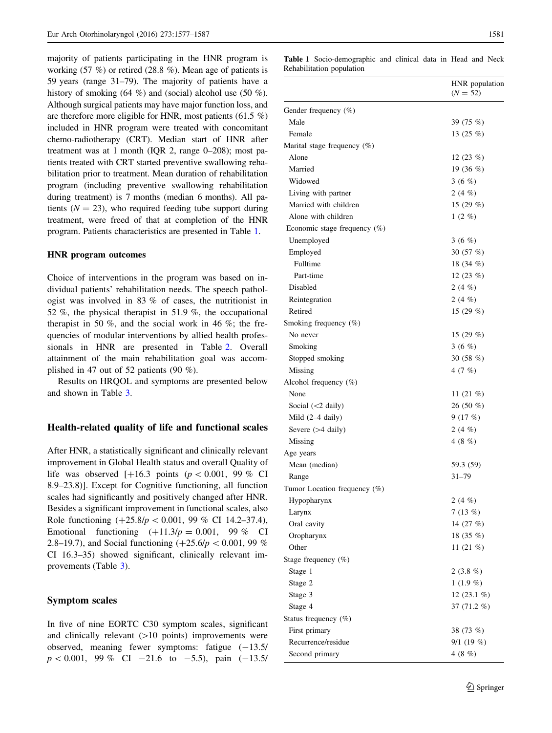majority of patients participating in the HNR program is working (57 %) or retired (28.8 %). Mean age of patients is 59 years (range 31–79). The majority of patients have a history of smoking (64 %) and (social) alcohol use (50 %). Although surgical patients may have major function loss, and are therefore more eligible for HNR, most patients (61.5 %) included in HNR program were treated with concomitant chemo-radiotherapy (CRT). Median start of HNR after treatment was at 1 month (IQR 2, range 0–208); most patients treated with CRT started preventive swallowing rehabilitation prior to treatment. Mean duration of rehabilitation program (including preventive swallowing rehabilitation during treatment) is 7 months (median 6 months). All patients ($N = 23$), who required feeding tube support during treatment, were freed of that at completion of the HNR program. Patients characteristics are presented in Table 1.

### HNR program outcomes

Choice of interventions in the program was based on individual patients' rehabilitation needs. The speech pathologist was involved in 83 % of cases, the nutritionist in 52 %, the physical therapist in 51.9 %, the occupational therapist in 50 %, and the social work in 46 %; the frequencies of modular interventions by allied health professionals in HNR are presented in Table 2. Overall attainment of the main rehabilitation goal was accomplished in 47 out of 52 patients (90 %).

Results on HRQOL and symptoms are presented below and shown in Table 3.

## Health-related quality of life and functional scales

After HNR, a statistically significant and clinically relevant improvement in Global Health status and overall Quality of life was observed [+16.3 points ($p < 0.001$, 99 % CI 8.9–23.8)]. Except for Cognitive functioning, all function scales had significantly and positively changed after HNR. Besides a significant improvement in functional scales, also Role functioning (+25.8/$p < 0.001$, 99 % CI 14.2–37.4), Emotional functioning (+11.3/$p = 0.001$, 99 % CI 2.8–19.7), and Social functioning (+25.6/$p < 0.001$, 99 % CI 16.3–35) showed significant, clinically relevant improvements (Table 3).

## Symptom scales

In five of nine EORTC C30 symptom scales, significant and clinically relevant (>10 points) improvements were observed, meaning fewer symptoms: fatigue (−13.5/$p < 0.001$, 99 % CI −21.6 to −5.5), pain (−13.5/

**Table 1** Socio-demographic and clinical data in Head and Neck Rehabilitation population

| | HNR population ($N = 52$) |
|---|---|
| Gender frequency (%) | |
| Male | 39 (75 %) |
| Female | 13 (25 %) |
| Marital stage frequency (%) | |
| Alone | 12 (23 %) |
| Married | 19 (36 %) |
| Widowed | 3 (6 %) |
| Living with partner | 2 (4 %) |
| Married with children | 15 (29 %) |
| Alone with children | 1 (2 %) |
| Economic stage frequency (%) | |
| Unemployed | 3 (6 %) |
| Employed | 30 (57 %) |
| Fulltime | 18 (34 %) |
| Part-time | 12 (23 %) |
| Disabled | 2 (4 %) |
| Reintegration | 2 (4 %) |
| Retired | 15 (29 %) |
| Smoking frequency (%) | |
| No never | 15 (29 %) |
| Smoking | 3 (6 %) |
| Stopped smoking | 30 (58 %) |
| Missing | 4 (7 %) |
| Alcohol frequency (%) | |
| None | 11 (21 %) |
| Social (<2 daily) | 26 (50 %) |
| Mild (2–4 daily) | 9 (17 %) |
| Severe (>4 daily) | 2 (4 %) |
| Missing | 4 (8 %) |
| Age years | |
| Mean (median) | 59.3 (59) |
| Range | 31–79 |
| Tumor Location frequency (%) | |
| Hypopharynx | 2 (4 %) |
| Larynx | 7 (13 %) |
| Oral cavity | 14 (27 %) |
| Oropharynx | 18 (35 %) |
| Other | 11 (21 %) |
| Stage frequency (%) | |
| Stage 1 | 2 (3.8 %) |
| Stage 2 | 1 (1.9 %) |
| Stage 3 | 12 (23.1 %) |
| Stage 4 | 37 (71.2 %) |
| Status frequency (%) | |
| First primary | 38 (73 %) |
| Recurrence/residue | 9/1 (19 %) |
| Second primary | 4 (8 %) |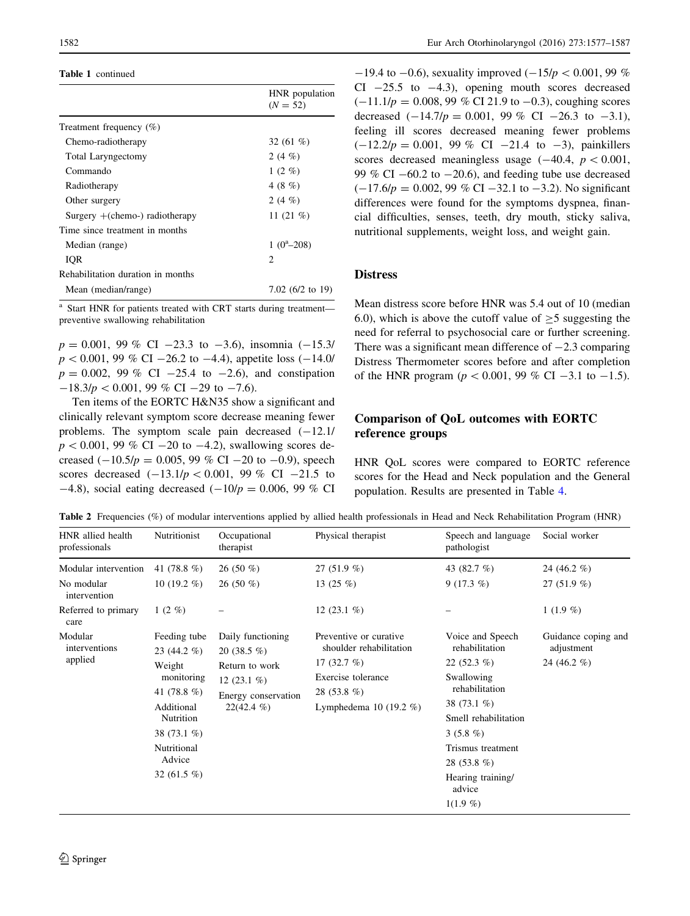**Table 1** continued

| | HNR population ($N = 52$) |
|---|---|
| Treatment frequency (%) | |
| Chemo-radiotherapy | 32 (61 %) |
| Total Laryngectomy | 2 (4 %) |
| Commando | 1 (2 %) |
| Radiotherapy | 4 (8 %) |
| Other surgery | 2 (4 %) |
| Surgery +(chemo-) radiotherapy | 11 (21 %) |
| Time since treatment in months | |
| Median (range) | 1 (0[a]–208) |
| IQR | 2 |
| Rehabilitation duration in months | |
| Mean (median/range) | 7.02 (6/2 to 19) |

[a] Start HNR for patients treated with CRT starts during treatment—preventive swallowing rehabilitation

$p = 0.001$, 99 % CI −23.3 to −3.6), insomnia (−15.3/$p < 0.001$, 99 % CI −26.2 to −4.4), appetite loss (−14.0/$p = 0.002$, 99 % CI −25.4 to −2.6), and constipation −18.3/$p < 0.001$, 99 % CI −29 to −7.6).

Ten items of the EORTC H&N35 show a significant and clinically relevant symptom score decrease meaning fewer problems. The symptom scale pain decreased (−12.1/$p < 0.001$, 99 % CI −20 to −4.2), swallowing scores decreased (−10.5/$p = 0.005$, 99 % CI −20 to −0.9), speech scores decreased (−13.1/$p < 0.001$, 99 % CI −21.5 to −4.8), social eating decreased (−10/$p = 0.006$, 99 % CI −19.4 to −0.6), sexuality improved (−15/$p < 0.001$, 99 % CI −25.5 to −4.3), opening mouth scores decreased (−11.1/$p = 0.008$, 99 % CI 21.9 to −0.3), coughing scores decreased (−14.7/$p = 0.001$, 99 % CI −26.3 to −3.1), feeling ill scores decreased meaning fewer problems (−12.2/$p = 0.001$, 99 % CI −21.4 to −3), painkillers scores decreased meaningless usage (−40.4, $p < 0.001$, 99 % CI −60.2 to −20.6), and feeding tube use decreased (−17.6/$p = 0.002$, 99 % CI −32.1 to −3.2). No significant differences were found for the symptoms dyspnea, financial difficulties, senses, teeth, dry mouth, sticky saliva, nutritional supplements, weight loss, and weight gain.

## Distress

Mean distress score before HNR was 5.4 out of 10 (median 6.0), which is above the cutoff value of ≥5 suggesting the need for referral to psychosocial care or further screening. There was a significant mean difference of −2.3 comparing Distress Thermometer scores before and after completion of the HNR program ($p < 0.001$, 99 % CI −3.1 to −1.5).

## Comparison of QoL outcomes with EORTC reference groups

HNR QoL scores were compared to EORTC reference scores for the Head and Neck population and the General population. Results are presented in Table 4.

**Table 2** Frequencies (%) of modular interventions applied by allied health professionals in Head and Neck Rehabilitation Program (HNR)

| HNR allied health professionals | Nutritionist | Occupational therapist | Physical therapist | Speech and language pathologist | Social worker |
|---|---|---|---|---|---|
| Modular intervention | 41 (78.8 %) | 26 (50 %) | 27 (51.9 %) | 43 (82.7 %) | 24 (46.2 %) |
| No modular intervention | 10 (19.2 %) | 26 (50 %) | 13 (25 %) | 9 (17.3 %) | 27 (51.9 %) |
| Referred to primary care | 1 (2 %) | – | 12 (23.1 %) | – | 1 (1.9 %) |
| Modular interventions applied | Feeding tube 23 (44.2 %)<br>Weight monitoring 41 (78.8 %)<br>Additional Nutrition 38 (73.1 %)<br>Nutritional Advice 32 (61.5 %) | Daily functioning 20 (38.5 %)<br>Return to work 12 (23.1 %)<br>Energy conservation 22(42.4 %) | Preventive or curative shoulder rehabilitation 17 (32.7 %)<br>Exercise tolerance 28 (53.8 %)<br>Lymphedema 10 (19.2 %) | Voice and Speech rehabilitation 22 (52.3 %)<br>Swallowing rehabilitation 38 (73.1 %)<br>Smell rehabilitation 3 (5.8 %)<br>Trismus treatment 28 (53.8 %)<br>Hearing training/ advice 1(1.9 %) | Guidance coping and adjustment 24 (46.2 %) |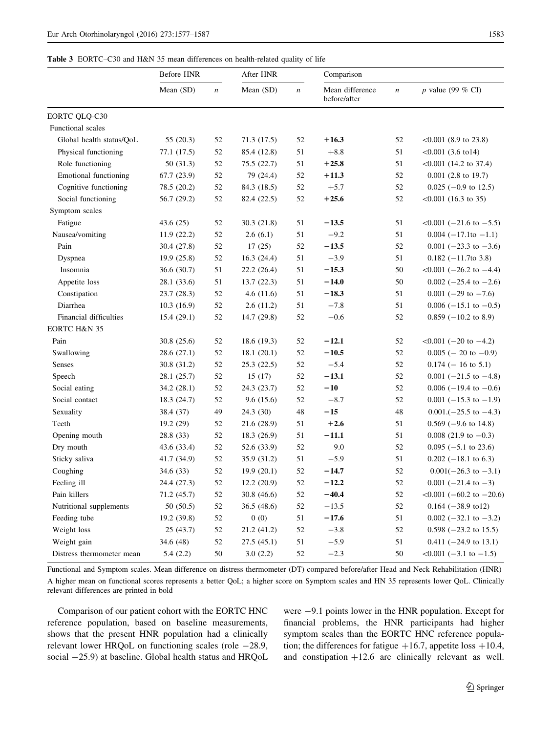**Table 3** EORTC–C30 and H&N 35 mean differences on health-related quality of life

| | Before HNR | | After HNR | | Comparison | | |
|---|---|---|---|---|---|---|---|
| | Mean (SD) | $n$ | Mean (SD) | $n$ | Mean difference before/after | $n$ | $p$ value (99 % CI) |
| EORTC QLQ-C30 | | | | | | | |
| Functional scales | | | | | | | |
| Global health status/QoL | 55 (20.3) | 52 | 71.3 (17.5) | 52 | **+16.3** | 52 | <0.001 (8.9 to 23.8) |
| Physical functioning | 77.1 (17.5) | 52 | 85.4 (12.8) | 51 | +8.8 | 51 | <0.001 (3.6 to14) |
| Role functioning | 50 (31.3) | 52 | 75.5 (22.7) | 51 | **+25.8** | 51 | <0.001 (14.2 to 37.4) |
| Emotional functioning | 67.7 (23.9) | 52 | 79 (24.4) | 52 | **+11.3** | 52 | 0.001 (2.8 to 19.7) |
| Cognitive functioning | 78.5 (20.2) | 52 | 84.3 (18.5) | 52 | +5.7 | 52 | 0.025 (−0.9 to 12.5) |
| Social functioning | 56.7 (29.2) | 52 | 82.4 (22.5) | 52 | **+25.6** | 52 | <0.001 (16.3 to 35) |
| Symptom scales | | | | | | | |
| Fatigue | 43.6 (25) | 52 | 30.3 (21.8) | 51 | **−13.5** | 51 | <0.001 (−21.6 to −5.5) |
| Nausea/vomiting | 11.9 (22.2) | 52 | 2.6 (6.1) | 51 | −9.2 | 51 | 0.004 (−17.1to −1.1) |
| Pain | 30.4 (27.8) | 52 | 17 (25) | 52 | **−13.5** | 52 | 0.001 (−23.3 to −3.6) |
| Dyspnea | 19.9 (25.8) | 52 | 16.3 (24.4) | 51 | −3.9 | 51 | 0.182 (−11.7to 3.8) |
| Insomnia | 36.6 (30.7) | 51 | 22.2 (26.4) | 51 | **−15.3** | 50 | <0.001 (−26.2 to −4.4) |
| Appetite loss | 28.1 (33.6) | 51 | 13.7 (22.3) | 51 | **−14.0** | 50 | 0.002 (−25.4 to −2.6) |
| Constipation | 23.7 (28.3) | 52 | 4.6 (11.6) | 51 | **−18.3** | 51 | 0.001 (−29 to −7.6) |
| Diarrhea | 10.3 (16.9) | 52 | 2.6 (11.2) | 51 | −7.8 | 51 | 0.006 (−15.1 to −0.5) |
| Financial difficulties | 15.4 (29.1) | 52 | 14.7 (29.8) | 52 | −0.6 | 52 | 0.859 (−10.2 to 8.9) |
| EORTC H&N 35 | | | | | | | |
| Pain | 30.8 (25.6) | 52 | 18.6 (19.3) | 52 | **−12.1** | 52 | <0.001 (−20 to −4.2) |
| Swallowing | 28.6 (27.1) | 52 | 18.1 (20.1) | 52 | **−10.5** | 52 | 0.005 (− 20 to −0.9) |
| Senses | 30.8 (31.2) | 52 | 25.3 (22.5) | 52 | −5.4 | 52 | 0.174 (− 16 to 5.1) |
| Speech | 28.1 (25.7) | 52 | 15 (17) | 52 | **−13.1** | 52 | 0.001 (−21.5 to −4.8) |
| Social eating | 34.2 (28.1) | 52 | 24.3 (23.7) | 52 | **−10** | 52 | 0.006 (−19.4 to −0.6) |
| Social contact | 18.3 (24.7) | 52 | 9.6 (15.6) | 52 | −8.7 | 52 | 0.001 (−15.3 to −1.9) |
| Sexuality | 38.4 (37) | 49 | 24.3 (30) | 48 | **−15** | 48 | 0.001.(−25.5 to −4.3) |
| Teeth | 19.2 (29) | 52 | 21.6 (28.9) | 51 | **+2.6** | 51 | 0.569 (−9.6 to 14.8) |
| Opening mouth | 28.8 (33) | 52 | 18.3 (26.9) | 51 | **−11.1** | 51 | 0.008 (21.9 to −0.3) |
| Dry mouth | 43.6 (33.4) | 52 | 52.6 (33.9) | 52 | 9.0 | 52 | 0.095 (−5.1 to 23.6) |
| Sticky saliva | 41.7 (34.9) | 52 | 35.9 (31.2) | 51 | −5.9 | 51 | 0.202 (−18.1 to 6.3) |
| Coughing | 34.6 (33) | 52 | 19.9 (20.1) | 52 | **−14.7** | 52 | 0.001(−26.3 to −3.1) |
| Feeling ill | 24.4 (27.3) | 52 | 12.2 (20.9) | 52 | **−12.2** | 52 | 0.001 (−21.4 to −3) |
| Pain killers | 71.2 (45.7) | 52 | 30.8 (46.6) | 52 | **−40.4** | 52 | <0.001 (−60.2 to −20.6) |
| Nutritional supplements | 50 (50.5) | 52 | 36.5 (48.6) | 52 | −13.5 | 52 | 0.164 (−38.9 to12) |
| Feeding tube | 19.2 (39.8) | 52 | 0 (0) | 51 | **−17.6** | 51 | 0.002 (−32.1 to −3.2) |
| Weight loss | 25 (43.7) | 52 | 21.2 (41.2) | 52 | −3.8 | 52 | 0.598 (−23.2 to 15.5) |
| Weight gain | 34.6 (48) | 52 | 27.5 (45.1) | 51 | −5.9 | 51 | 0.411 (−24.9 to 13.1) |
| Distress thermometer mean | 5.4 (2.2) | 50 | 3.0 (2.2) | 52 | −2.3 | 50 | <0.001 (−3.1 to −1.5) |

Functional and Symptom scales. Mean difference on distress thermometer (DT) compared before/after Head and Neck Rehabilitation (HNR)

A higher mean on functional scores represents a better QoL; a higher score on Symptom scales and HN 35 represents lower QoL. Clinically relevant differences are printed in bold

Comparison of our patient cohort with the EORTC HNC reference population, based on baseline measurements, shows that the present HNR population had a clinically relevant lower HRQoL on functioning scales (role −28.9, social −25.9) at baseline. Global health status and HRQoL were −9.1 points lower in the HNR population. Except for financial problems, the HNR participants had higher symptom scales than the EORTC HNC reference population; the differences for fatigue +16.7, appetite loss +10.4, and constipation +12.6 are clinically relevant as well.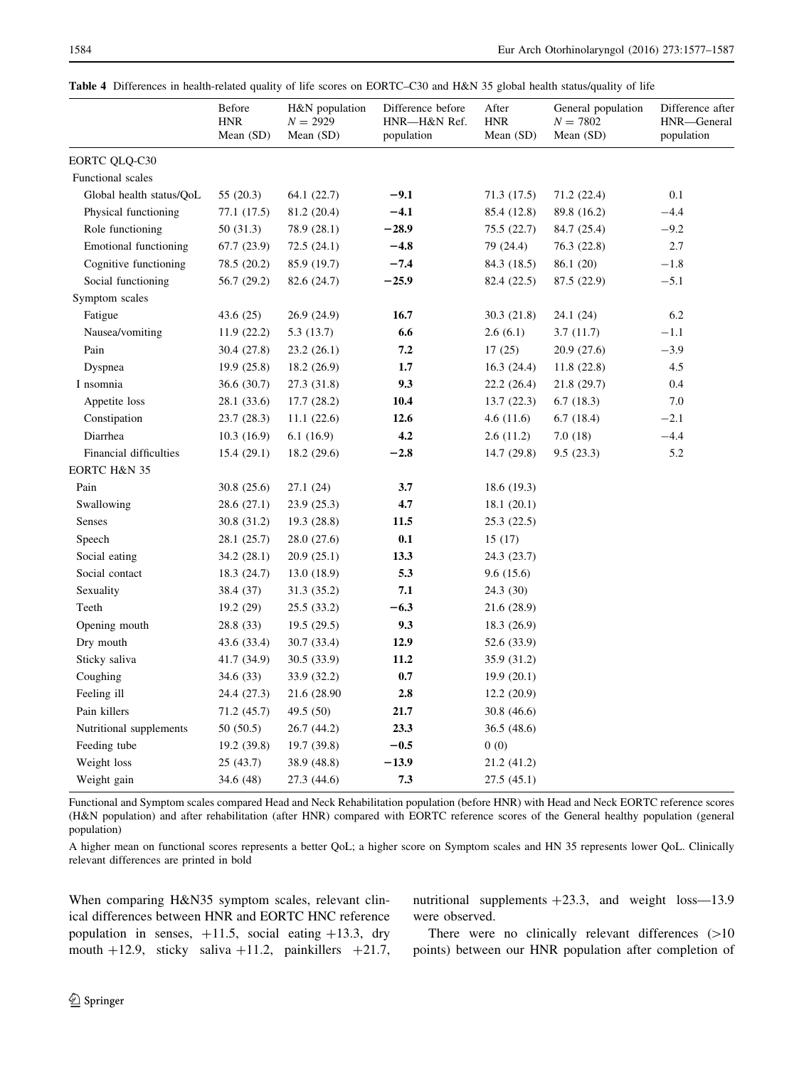**Table 4** Differences in health-related quality of life scores on EORTC–C30 and H&N 35 global health status/quality of life

| | Before HNR Mean (SD) | H&N population N = 2929 Mean (SD) | Difference before HNR—H&N Ref. population | After HNR Mean (SD) | General population N = 7802 Mean (SD) | Difference after HNR—General population |
|---|---|---|---|---|---|---|
| EORTC QLQ-C30 | | | | | | |
| Functional scales | | | | | | |
| Global health status/QoL | 55 (20.3) | 64.1 (22.7) | **−9.1** | 71.3 (17.5) | 71.2 (22.4) | 0.1 |
| Physical functioning | 77.1 (17.5) | 81.2 (20.4) | **−4.1** | 85.4 (12.8) | 89.8 (16.2) | −4.4 |
| Role functioning | 50 (31.3) | 78.9 (28.1) | **−28.9** | 75.5 (22.7) | 84.7 (25.4) | −9.2 |
| Emotional functioning | 67.7 (23.9) | 72.5 (24.1) | **−4.8** | 79 (24.4) | 76.3 (22.8) | 2.7 |
| Cognitive functioning | 78.5 (20.2) | 85.9 (19.7) | **−7.4** | 84.3 (18.5) | 86.1 (20) | −1.8 |
| Social functioning | 56.7 (29.2) | 82.6 (24.7) | **−25.9** | 82.4 (22.5) | 87.5 (22.9) | −5.1 |
| Symptom scales | | | | | | |
| Fatigue | 43.6 (25) | 26.9 (24.9) | **16.7** | 30.3 (21.8) | 24.1 (24) | 6.2 |
| Nausea/vomiting | 11.9 (22.2) | 5.3 (13.7) | **6.6** | 2.6 (6.1) | 3.7 (11.7) | −1.1 |
| Pain | 30.4 (27.8) | 23.2 (26.1) | **7.2** | 17 (25) | 20.9 (27.6) | −3.9 |
| Dyspnea | 19.9 (25.8) | 18.2 (26.9) | **1.7** | 16.3 (24.4) | 11.8 (22.8) | 4.5 |
| I nsomnia | 36.6 (30.7) | 27.3 (31.8) | **9.3** | 22.2 (26.4) | 21.8 (29.7) | 0.4 |
| Appetite loss | 28.1 (33.6) | 17.7 (28.2) | **10.4** | 13.7 (22.3) | 6.7 (18.3) | 7.0 |
| Constipation | 23.7 (28.3) | 11.1 (22.6) | **12.6** | 4.6 (11.6) | 6.7 (18.4) | −2.1 |
| Diarrhea | 10.3 (16.9) | 6.1 (16.9) | **4.2** | 2.6 (11.2) | 7.0 (18) | −4.4 |
| Financial difficulties | 15.4 (29.1) | 18.2 (29.6) | **−2.8** | 14.7 (29.8) | 9.5 (23.3) | 5.2 |
| EORTC H&N 35 | | | | | | |
| Pain | 30.8 (25.6) | 27.1 (24) | **3.7** | 18.6 (19.3) | | |
| Swallowing | 28.6 (27.1) | 23.9 (25.3) | **4.7** | 18.1 (20.1) | | |
| Senses | 30.8 (31.2) | 19.3 (28.8) | **11.5** | 25.3 (22.5) | | |
| Speech | 28.1 (25.7) | 28.0 (27.6) | **0.1** | 15 (17) | | |
| Social eating | 34.2 (28.1) | 20.9 (25.1) | **13.3** | 24.3 (23.7) | | |
| Social contact | 18.3 (24.7) | 13.0 (18.9) | **5.3** | 9.6 (15.6) | | |
| Sexuality | 38.4 (37) | 31.3 (35.2) | **7.1** | 24.3 (30) | | |
| Teeth | 19.2 (29) | 25.5 (33.2) | **−6.3** | 21.6 (28.9) | | |
| Opening mouth | 28.8 (33) | 19.5 (29.5) | **9.3** | 18.3 (26.9) | | |
| Dry mouth | 43.6 (33.4) | 30.7 (33.4) | **12.9** | 52.6 (33.9) | | |
| Sticky saliva | 41.7 (34.9) | 30.5 (33.9) | **11.2** | 35.9 (31.2) | | |
| Coughing | 34.6 (33) | 33.9 (32.2) | **0.7** | 19.9 (20.1) | | |
| Feeling ill | 24.4 (27.3) | 21.6 (28.90 | **2.8** | 12.2 (20.9) | | |
| Pain killers | 71.2 (45.7) | 49.5 (50) | **21.7** | 30.8 (46.6) | | |
| Nutritional supplements | 50 (50.5) | 26.7 (44.2) | **23.3** | 36.5 (48.6) | | |
| Feeding tube | 19.2 (39.8) | 19.7 (39.8) | **−0.5** | 0 (0) | | |
| Weight loss | 25 (43.7) | 38.9 (48.8) | **−13.9** | 21.2 (41.2) | | |
| Weight gain | 34.6 (48) | 27.3 (44.6) | **7.3** | 27.5 (45.1) | | |

Functional and Symptom scales compared Head and Neck Rehabilitation population (before HNR) with Head and Neck EORTC reference scores (H&N population) and after rehabilitation (after HNR) compared with EORTC reference scores of the General healthy population (general population)

A higher mean on functional scores represents a better QoL; a higher score on Symptom scales and HN 35 represents lower QoL. Clinically relevant differences are printed in bold

When comparing H&N35 symptom scales, relevant clinical differences between HNR and EORTC HNC reference population in senses, +11.5, social eating +13.3, dry mouth +12.9, sticky saliva +11.2, painkillers +21.7, nutritional supplements +23.3, and weight loss—13.9 were observed.

There were no clinically relevant differences (>10 points) between our HNR population after completion of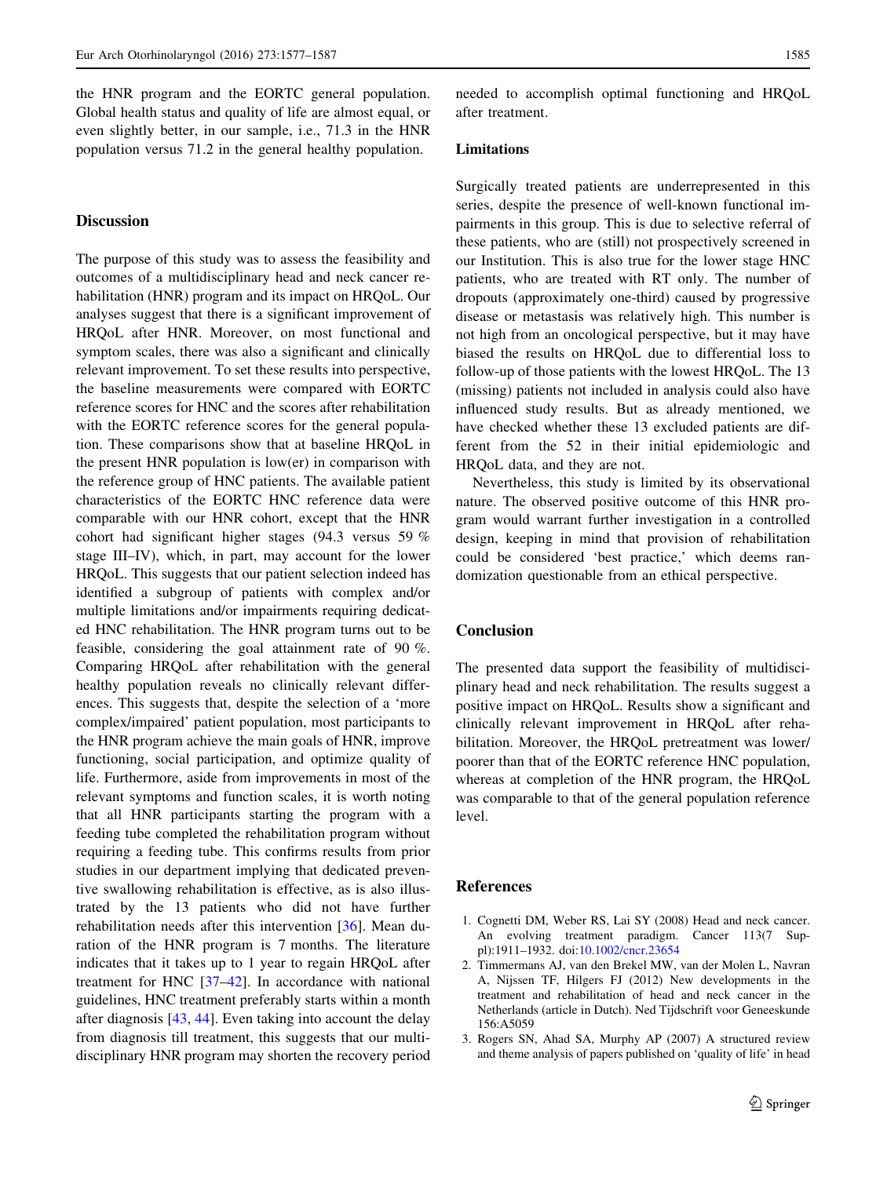the HNR program and the EORTC general population. Global health status and quality of life are almost equal, or even slightly better, in our sample, i.e., 71.3 in the HNR population versus 71.2 in the general healthy population.

## Discussion

The purpose of this study was to assess the feasibility and outcomes of a multidisciplinary head and neck cancer rehabilitation (HNR) program and its impact on HRQoL. Our analyses suggest that there is a significant improvement of HRQoL after HNR. Moreover, on most functional and symptom scales, there was also a significant and clinically relevant improvement. To set these results into perspective, the baseline measurements were compared with EORTC reference scores for HNC and the scores after rehabilitation with the EORTC reference scores for the general population. These comparisons show that at baseline HRQoL in the present HNR population is low(er) in comparison with the reference group of HNC patients. The available patient characteristics of the EORTC HNC reference data were comparable with our HNR cohort, except that the HNR cohort had significant higher stages (94.3 versus 59 % stage III–IV), which, in part, may account for the lower HRQoL. This suggests that our patient selection indeed has identified a subgroup of patients with complex and/or multiple limitations and/or impairments requiring dedicated HNC rehabilitation. The HNR program turns out to be feasible, considering the goal attainment rate of 90 %. Comparing HRQoL after rehabilitation with the general healthy population reveals no clinically relevant differences. This suggests that, despite the selection of a 'more complex/impaired' patient population, most participants to the HNR program achieve the main goals of HNR, improve functioning, social participation, and optimize quality of life. Furthermore, aside from improvements in most of the relevant symptoms and function scales, it is worth noting that all HNR participants starting the program with a feeding tube completed the rehabilitation program without requiring a feeding tube. This confirms results from prior studies in our department implying that dedicated preventive swallowing rehabilitation is effective, as is also illustrated by the 13 patients who did not have further rehabilitation needs after this intervention [36]. Mean duration of the HNR program is 7 months. The literature indicates that it takes up to 1 year to regain HRQoL after treatment for HNC [37–42]. In accordance with national guidelines, HNC treatment preferably starts within a month after diagnosis [43, 44]. Even taking into account the delay from diagnosis till treatment, this suggests that our multidisciplinary HNR program may shorten the recovery period needed to accomplish optimal functioning and HRQoL after treatment.

### Limitations

Surgically treated patients are underrepresented in this series, despite the presence of well-known functional impairments in this group. This is due to selective referral of these patients, who are (still) not prospectively screened in our Institution. This is also true for the lower stage HNC patients, who are treated with RT only. The number of dropouts (approximately one-third) caused by progressive disease or metastasis was relatively high. This number is not high from an oncological perspective, but it may have biased the results on HRQoL due to differential loss to follow-up of those patients with the lowest HRQoL. The 13 (missing) patients not included in analysis could also have influenced study results. But as already mentioned, we have checked whether these 13 excluded patients are different from the 52 in their initial epidemiologic and HRQoL data, and they are not.

Nevertheless, this study is limited by its observational nature. The observed positive outcome of this HNR program would warrant further investigation in a controlled design, keeping in mind that provision of rehabilitation could be considered 'best practice,' which deems randomization questionable from an ethical perspective.

## Conclusion

The presented data support the feasibility of multidisciplinary head and neck rehabilitation. The results suggest a positive impact on HRQoL. Results show a significant and clinically relevant improvement in HRQoL after rehabilitation. Moreover, the HRQoL pretreatment was lower/poorer than that of the EORTC reference HNC population, whereas at completion of the HNR program, the HRQoL was comparable to that of the general population reference level.

## References

1. Cognetti DM, Weber RS, Lai SY (2008) Head and neck cancer. An evolving treatment paradigm. Cancer 113(7 Suppl):1911–1932. doi:10.1002/cncr.23654
2. Timmermans AJ, van den Brekel MW, van der Molen L, Navran A, Nijssen TF, Hilgers FJ (2012) New developments in the treatment and rehabilitation of head and neck cancer in the Netherlands (article in Dutch). Ned Tijdschrift voor Geneeskunde 156:A5059
3. Rogers SN, Ahad SA, Murphy AP (2007) A structured review and theme analysis of papers published on 'quality of life' in head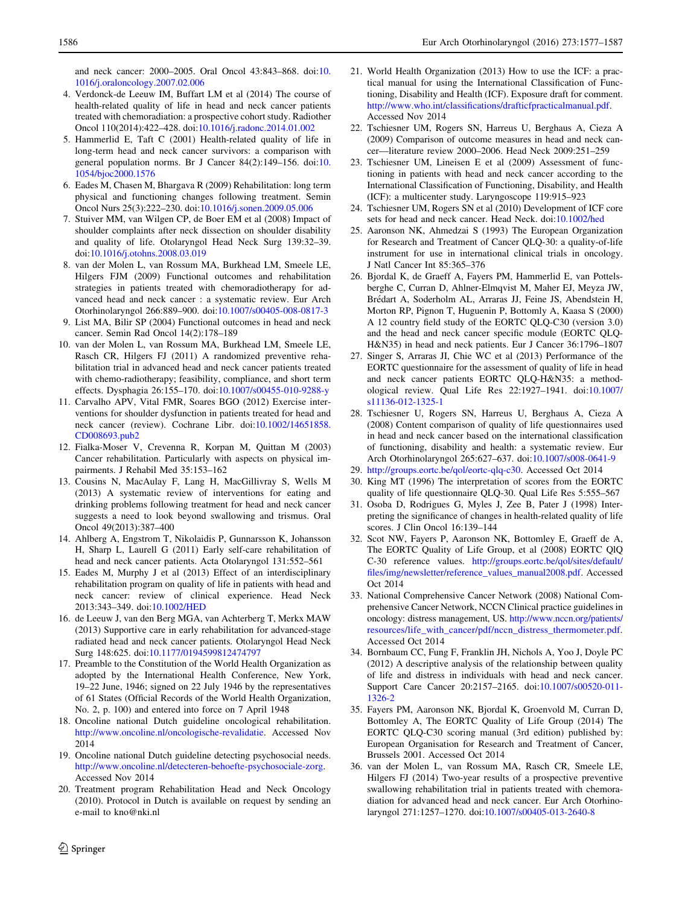and neck cancer: 2000–2005. Oral Oncol 43:843–868. doi:10.1016/j.oraloncology.2007.02.006

4. Verdonck-de Leeuw IM, Buffart LM et al (2014) The course of health-related quality of life in head and neck cancer patients treated with chemoradiation: a prospective cohort study. Radiother Oncol 110(2014):422–428. doi:10.1016/j.radonc.2014.01.002
5. Hammerlid E, Taft C (2001) Health-related quality of life in long-term head and neck cancer survivors: a comparison with general population norms. Br J Cancer 84(2):149–156. doi:10.1054/bjoc2000.1576
6. Eades M, Chasen M, Bhargava R (2009) Rehabilitation: long term physical and functioning changes following treatment. Semin Oncol Nurs 25(3):222–230. doi:10.1016/j.sonen.2009.05.006
7. Stuiver MM, van Wilgen CP, de Boer EM et al (2008) Impact of shoulder complaints after neck dissection on shoulder disability and quality of life. Otolaryngol Head Neck Surg 139:32–39. doi:10.1016/j.otohns.2008.03.019
8. van der Molen L, van Rossum MA, Burkhead LM, Smeele LE, Hilgers FJM (2009) Functional outcomes and rehabilitation strategies in patients treated with chemoradiotherapy for advanced head and neck cancer : a systematic review. Eur Arch Otorhinolaryngol 266:889–900. doi:10.1007/s00405-008-0817-3
9. List MA, Bilir SP (2004) Functional outcomes in head and neck cancer. Semin Rad Oncol 14(2):178–189
10. van der Molen L, van Rossum MA, Burkhead LM, Smeele LE, Rasch CR, Hilgers FJ (2011) A randomized preventive rehabilitation trial in advanced head and neck cancer patients treated with chemo-radiotherapy; feasibility, compliance, and short term effects. Dysphagia 26:155–170. doi:10.1007/s00455-010-9288-y
11. Carvalho APV, Vital FMR, Soares BGO (2012) Exercise interventions for shoulder dysfunction in patients treated for head and neck cancer (review). Cochrane Libr. doi:10.1002/14651858.CD008693.pub2
12. Fialka-Moser V, Crevenna R, Korpan M, Quittan M (2003) Cancer rehabilitation. Particularly with aspects on physical impairments. J Rehabil Med 35:153–162
13. Cousins N, MacAulay F, Lang H, MacGillivray S, Wells M (2013) A systematic review of interventions for eating and drinking problems following treatment for head and neck cancer suggests a need to look beyond swallowing and trismus. Oral Oncol 49(2013):387–400
14. Ahlberg A, Engstrom T, Nikolaidis P, Gunnarsson K, Johansson H, Sharp L, Laurell G (2011) Early self-care rehabilitation of head and neck cancer patients. Acta Otolaryngol 131:552–561
15. Eades M, Murphy J et al (2013) Effect of an interdisciplinary rehabilitation program on quality of life in patients with head and neck cancer: review of clinical experience. Head Neck 2013:343–349. doi:10.1002/HED
16. de Leeuw J, van den Berg MGA, van Achterberg T, Merkx MAW (2013) Supportive care in early rehabilitation for advanced-stage radiated head and neck cancer patients. Otolaryngol Head Neck Surg 148:625. doi:10.1177/0194599812474797
17. Preamble to the Constitution of the World Health Organization as adopted by the International Health Conference, New York, 19–22 June, 1946; signed on 22 July 1946 by the representatives of 61 States (Official Records of the World Health Organization, No. 2, p. 100) and entered into force on 7 April 1948
18. Oncoline national Dutch guideline oncological rehabilitation. http://www.oncoline.nl/oncologische-revalidatie. Accessed Nov 2014
19. Oncoline national Dutch guideline detecting psychosocial needs. http://www.oncoline.nl/detecteren-behoefte-psychosociale-zorg. Accessed Nov 2014
20. Treatment program Rehabilitation Head and Neck Oncology (2010). Protocol in Dutch is available on request by sending an e-mail to kno@nki.nl
21. World Health Organization (2013) How to use the ICF: a practical manual for using the International Classification of Functioning, Disability and Health (ICF). Exposure draft for comment. http://www.who.int/classifications/drafticfpracticalmanual.pdf. Accessed Nov 2014
22. Tschiesner UM, Rogers SN, Harreus U, Berghaus A, Cieza A (2009) Comparison of outcome measures in head and neck cancer—literature review 2000–2006. Head Neck 2009:251–259
23. Tschiesner UM, Lineisen E et al (2009) Assessment of functioning in patients with head and neck cancer according to the International Classification of Functioning, Disability, and Health (ICF): a multicenter study. Laryngoscope 119:915–923
24. Tschiesner UM, Rogers SN et al (2010) Development of ICF core sets for head and neck cancer. Head Neck. doi:10.1002/hed
25. Aaronson NK, Ahmedzai S (1993) The European Organization for Research and Treatment of Cancer QLQ-30: a quality-of-life instrument for use in international clinical trials in oncology. J Natl Cancer Int 85:365–376
26. Bjordal K, de Graeff A, Fayers PM, Hammerlid E, van Pottelsberghe C, Curran D, Ahlner-Elmqvist M, Maher EJ, Meyza JW, Brédart A, Soderholm AL, Arraras JJ, Feine JS, Abendstein H, Morton RP, Pignon T, Huguenin P, Bottomly A, Kaasa S (2000) A 12 country field study of the EORTC QLQ-C30 (version 3.0) and the head and neck cancer specific module (EORTC QLQ-H&N35) in head and neck patients. Eur J Cancer 36:1796–1807
27. Singer S, Arraras JI, Chie WC et al (2013) Performance of the EORTC questionnaire for the assessment of quality of life in head and neck cancer patients EORTC QLQ-H&N35: a methodological review. Qual Life Res 22:1927–1941. doi:10.1007/s11136-012-1325-1
28. Tschiesner U, Rogers SN, Harreus U, Berghaus A, Cieza A (2008) Content comparison of quality of life questionnaires used in head and neck cancer based on the international classification of functioning, disability and health: a systematic review. Eur Arch Otorhinolaryngol 265:627–637. doi:10.1007/s008-0641-9
29. http://groups.eortc.be/qol/eortc-qlq-c30. Accessed Oct 2014
30. King MT (1996) The interpretation of scores from the EORTC quality of life questionnaire QLQ-30. Qual Life Res 5:555–567
31. Osoba D, Rodrigues G, Myles J, Zee B, Pater J (1998) Interpreting the significance of changes in health-related quality of life scores. J Clin Oncol 16:139–144
32. Scot NW, Fayers P, Aaronson NK, Bottomley E, Graeff de A, The EORTC Quality of Life Group, et al (2008) EORTC QlQ C-30 reference values. http://groups.eortc.be/qol/sites/default/files/img/newsletter/reference_values_manual2008.pdf. Accessed Oct 2014
33. National Comprehensive Cancer Network (2008) National Comprehensive Cancer Network, NCCN Clinical practice guidelines in oncology: distress management, US. http://www.nccn.org/patients/resources/life_with_cancer/pdf/nccn_distress_thermometer.pdf. Accessed Oct 2014
34. Bornbaum CC, Fung F, Franklin JH, Nichols A, Yoo J, Doyle PC (2012) A descriptive analysis of the relationship between quality of life and distress in individuals with head and neck cancer. Support Care Cancer 20:2157–2165. doi:10.1007/s00520-011-1326-2
35. Fayers PM, Aaronson NK, Bjordal K, Groenvold M, Curran D, Bottomley A, The EORTC Quality of Life Group (2014) The EORTC QLQ-C30 scoring manual (3rd edition) published by: European Organisation for Research and Treatment of Cancer, Brussels 2001. Accessed Oct 2014
36. van der Molen L, van Rossum MA, Rasch CR, Smeele LE, Hilgers FJ (2014) Two-year results of a prospective preventive swallowing rehabilitation trial in patients treated with chemoradiation for advanced head and neck cancer. Eur Arch Otorhinolaryngol 271:1257–1270. doi:10.1007/s00405-013-2640-8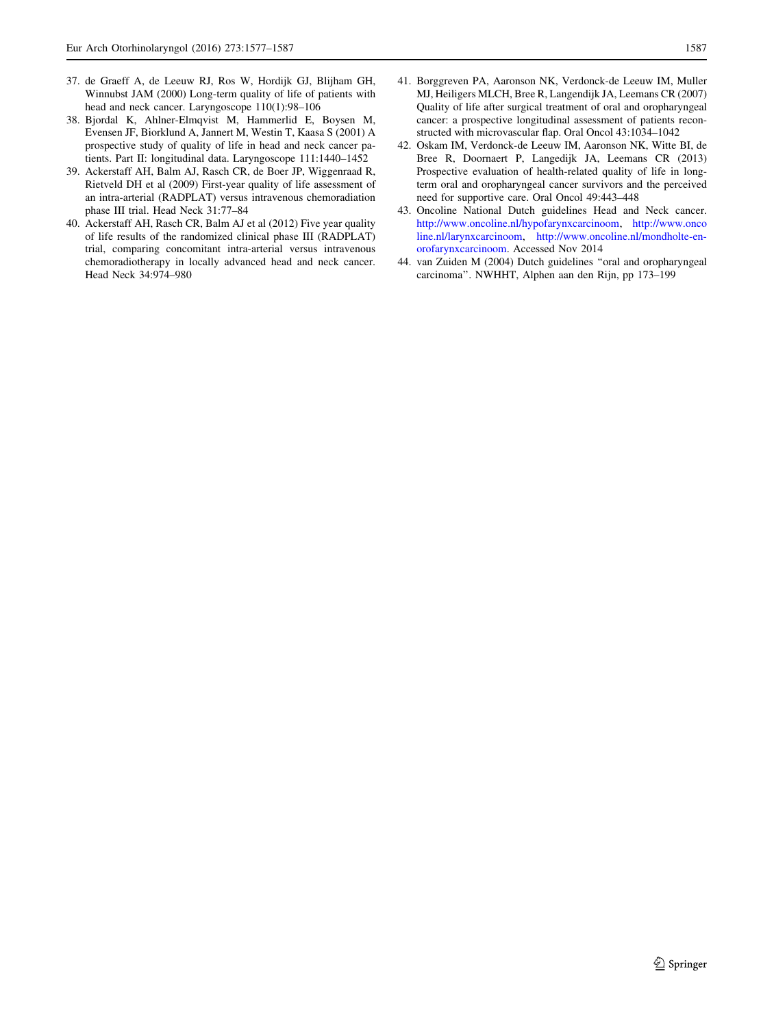37. de Graeff A, de Leeuw RJ, Ros W, Hordijk GJ, Blijham GH, Winnubst JAM (2000) Long-term quality of life of patients with head and neck cancer. Laryngoscope 110(1):98–106
38. Bjordal K, Ahlner-Elmqvist M, Hammerlid E, Boysen M, Evensen JF, Biorklund A, Jannert M, Westin T, Kaasa S (2001) A prospective study of quality of life in head and neck cancer patients. Part II: longitudinal data. Laryngoscope 111:1440–1452
39. Ackerstaff AH, Balm AJ, Rasch CR, de Boer JP, Wiggenraad R, Rietveld DH et al (2009) First-year quality of life assessment of an intra-arterial (RADPLAT) versus intravenous chemoradiation phase III trial. Head Neck 31:77–84
40. Ackerstaff AH, Rasch CR, Balm AJ et al (2012) Five year quality of life results of the randomized clinical phase III (RADPLAT) trial, comparing concomitant intra-arterial versus intravenous chemoradiotherapy in locally advanced head and neck cancer. Head Neck 34:974–980
41. Borggreven PA, Aaronson NK, Verdonck-de Leeuw IM, Muller MJ, Heiligers MLCH, Bree R, Langendijk JA, Leemans CR (2007) Quality of life after surgical treatment of oral and oropharyngeal cancer: a prospective longitudinal assessment of patients reconstructed with microvascular flap. Oral Oncol 43:1034–1042
42. Oskam IM, Verdonck-de Leeuw IM, Aaronson NK, Witte BI, de Bree R, Doornaert P, Langedijk JA, Leemans CR (2013) Prospective evaluation of health-related quality of life in long-term oral and oropharyngeal cancer survivors and the perceived need for supportive care. Oral Oncol 49:443–448
43. Oncoline National Dutch guidelines Head and Neck cancer. http://www.oncoline.nl/hypofarynxcarcinoom, http://www.oncoline.nl/larynxcarcinoom, http://www.oncoline.nl/mondholte-en-orofarynxcarcinoom. Accessed Nov 2014
44. van Zuiden M (2004) Dutch guidelines "oral and oropharyngeal carcinoma''. NWHHT, Alphen aan den Rijn, pp 173–199